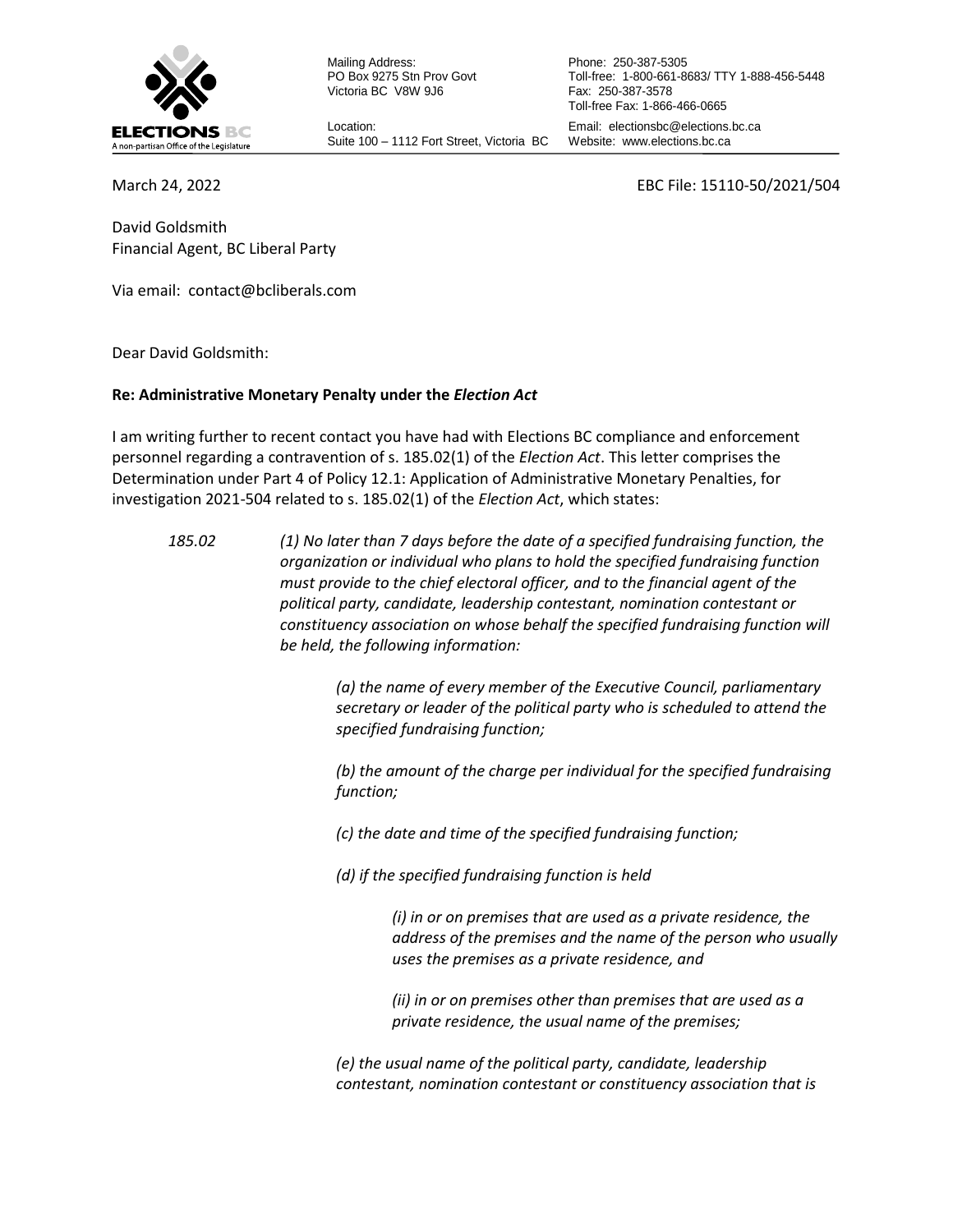ELECTIONS BC
A non-partisan Office of the Legislature

Mailing Address:
PO Box 9275 Stn Prov Govt
Victoria BC V8W 9J6

Location:
Suite 100 – 1112 Fort Street, Victoria BC

Phone: 250-387-5305
Toll-free: 1-800-661-8683/ TTY 1-888-456-5448
Fax: 250-387-3578
Toll-free Fax: 1-866-466-0665
Email: electionsbc@elections.bc.ca
Website: www.elections.bc.ca

March 24, 2022

EBC File: 15110-50/2021/504

David Goldsmith
Financial Agent, BC Liberal Party

Via email: contact@bcliberals.com

Dear David Goldsmith:

**Re: Administrative Monetary Penalty under the *Election Act***

I am writing further to recent contact you have had with Elections BC compliance and enforcement personnel regarding a contravention of s. 185.02(1) of the *Election Act*. This letter comprises the Determination under Part 4 of Policy 12.1: Application of Administrative Monetary Penalties, for investigation 2021-504 related to s. 185.02(1) of the *Election Act*, which states:

*185.02* *(1) No later than 7 days before the date of a specified fundraising function, the organization or individual who plans to hold the specified fundraising function must provide to the chief electoral officer, and to the financial agent of the political party, candidate, leadership contestant, nomination contestant or constituency association on whose behalf the specified fundraising function will be held, the following information:*

> *(a) the name of every member of the Executive Council, parliamentary secretary or leader of the political party who is scheduled to attend the specified fundraising function;*
>
> *(b) the amount of the charge per individual for the specified fundraising function;*
>
> *(c) the date and time of the specified fundraising function;*
>
> *(d) if the specified fundraising function is held*
>
> > *(i) in or on premises that are used as a private residence, the address of the premises and the name of the person who usually uses the premises as a private residence, and*
> >
> > *(ii) in or on premises other than premises that are used as a private residence, the usual name of the premises;*
>
> *(e) the usual name of the political party, candidate, leadership contestant, nomination contestant or constituency association that is*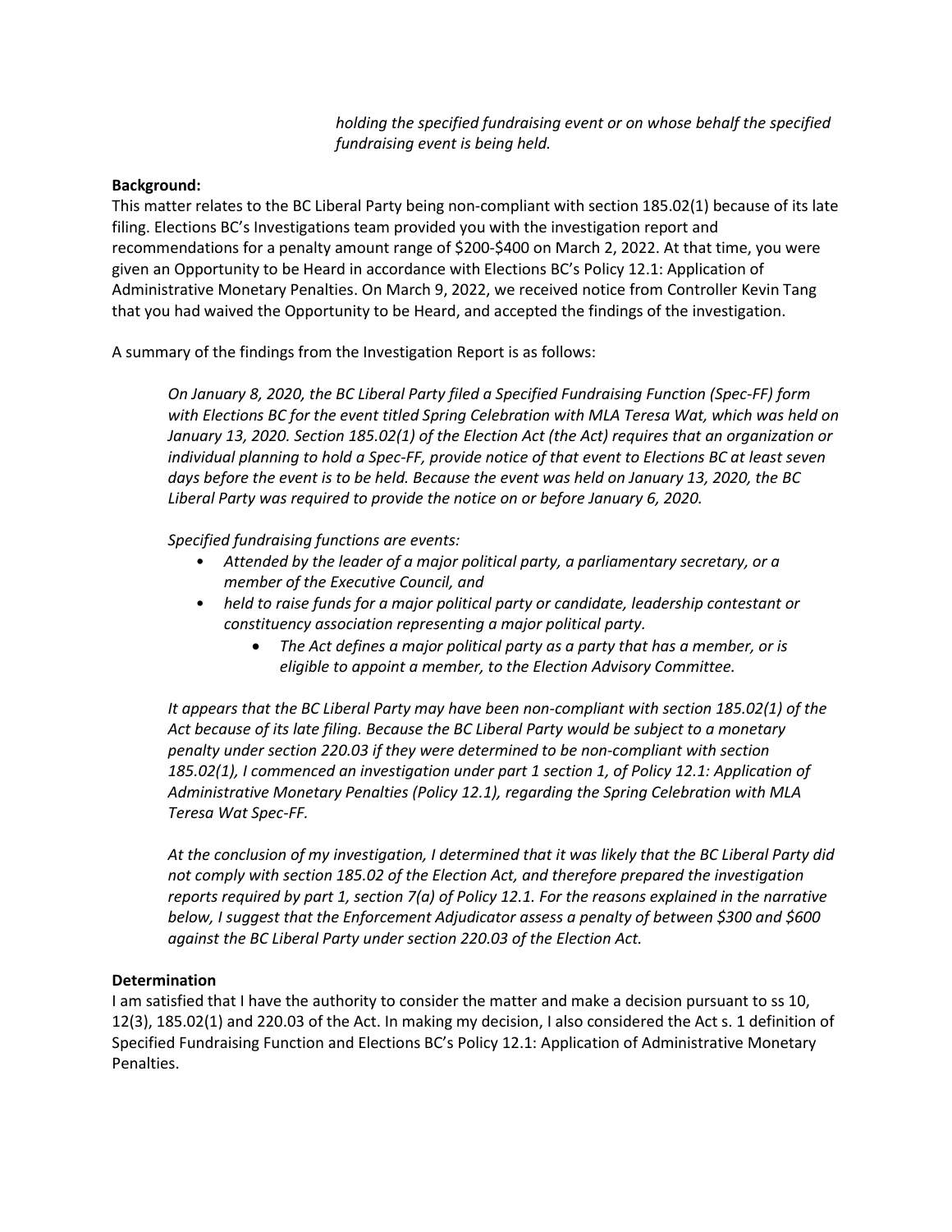*holding the specified fundraising event or on whose behalf the specified fundraising event is being held.*

**Background:**
This matter relates to the BC Liberal Party being non-compliant with section 185.02(1) because of its late filing. Elections BC's Investigations team provided you with the investigation report and recommendations for a penalty amount range of $200-$400 on March 2, 2022. At that time, you were given an Opportunity to be Heard in accordance with Elections BC's Policy 12.1: Application of Administrative Monetary Penalties. On March 9, 2022, we received notice from Controller Kevin Tang that you had waived the Opportunity to be Heard, and accepted the findings of the investigation.

A summary of the findings from the Investigation Report is as follows:

> *On January 8, 2020, the BC Liberal Party filed a Specified Fundraising Function (Spec-FF) form with Elections BC for the event titled Spring Celebration with MLA Teresa Wat, which was held on January 13, 2020. Section 185.02(1) of the Election Act (the Act) requires that an organization or individual planning to hold a Spec-FF, provide notice of that event to Elections BC at least seven days before the event is to be held. Because the event was held on January 13, 2020, the BC Liberal Party was required to provide the notice on or before January 6, 2020.*
>
> *Specified fundraising functions are events:*
>
> - *Attended by the leader of a major political party, a parliamentary secretary, or a member of the Executive Council, and*
> - *held to raise funds for a major political party or candidate, leadership contestant or constituency association representing a major political party.*
>     - *The Act defines a major political party as a party that has a member, or is eligible to appoint a member, to the Election Advisory Committee.*
>
> *It appears that the BC Liberal Party may have been non-compliant with section 185.02(1) of the Act because of its late filing. Because the BC Liberal Party would be subject to a monetary penalty under section 220.03 if they were determined to be non-compliant with section 185.02(1), I commenced an investigation under part 1 section 1, of Policy 12.1: Application of Administrative Monetary Penalties (Policy 12.1), regarding the Spring Celebration with MLA Teresa Wat Spec-FF.*
>
> *At the conclusion of my investigation, I determined that it was likely that the BC Liberal Party did not comply with section 185.02 of the Election Act, and therefore prepared the investigation reports required by part 1, section 7(a) of Policy 12.1. For the reasons explained in the narrative below, I suggest that the Enforcement Adjudicator assess a penalty of between $300 and $600 against the BC Liberal Party under section 220.03 of the Election Act.*

**Determination**
I am satisfied that I have the authority to consider the matter and make a decision pursuant to ss 10, 12(3), 185.02(1) and 220.03 of the Act. In making my decision, I also considered the Act s. 1 definition of Specified Fundraising Function and Elections BC's Policy 12.1: Application of Administrative Monetary Penalties.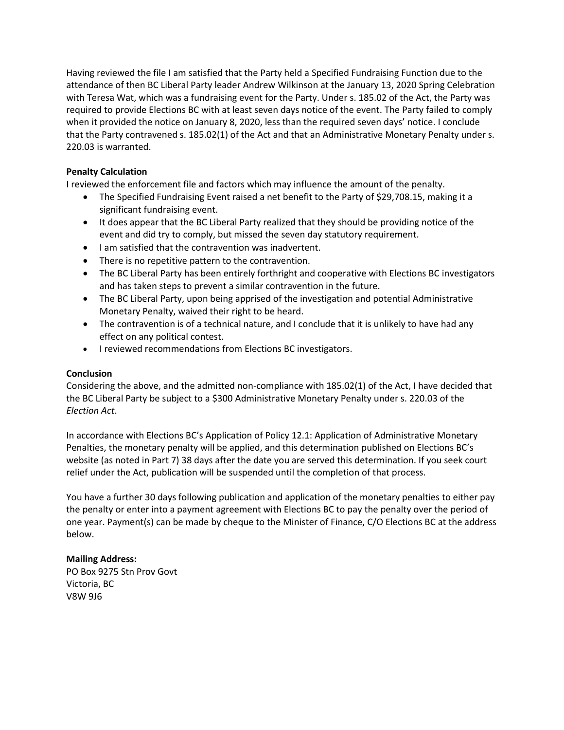Having reviewed the file I am satisfied that the Party held a Specified Fundraising Function due to the attendance of then BC Liberal Party leader Andrew Wilkinson at the January 13, 2020 Spring Celebration with Teresa Wat, which was a fundraising event for the Party. Under s. 185.02 of the Act, the Party was required to provide Elections BC with at least seven days notice of the event. The Party failed to comply when it provided the notice on January 8, 2020, less than the required seven days' notice. I conclude that the Party contravened s. 185.02(1) of the Act and that an Administrative Monetary Penalty under s. 220.03 is warranted.

**Penalty Calculation**

I reviewed the enforcement file and factors which may influence the amount of the penalty.

- The Specified Fundraising Event raised a net benefit to the Party of $29,708.15, making it a significant fundraising event.
- It does appear that the BC Liberal Party realized that they should be providing notice of the event and did try to comply, but missed the seven day statutory requirement.
- I am satisfied that the contravention was inadvertent.
- There is no repetitive pattern to the contravention.
- The BC Liberal Party has been entirely forthright and cooperative with Elections BC investigators and has taken steps to prevent a similar contravention in the future.
- The BC Liberal Party, upon being apprised of the investigation and potential Administrative Monetary Penalty, waived their right to be heard.
- The contravention is of a technical nature, and I conclude that it is unlikely to have had any effect on any political contest.
- I reviewed recommendations from Elections BC investigators.

**Conclusion**

Considering the above, and the admitted non-compliance with 185.02(1) of the Act, I have decided that the BC Liberal Party be subject to a $300 Administrative Monetary Penalty under s. 220.03 of the *Election Act*.

In accordance with Elections BC's Application of Policy 12.1: Application of Administrative Monetary Penalties, the monetary penalty will be applied, and this determination published on Elections BC's website (as noted in Part 7) 38 days after the date you are served this determination. If you seek court relief under the Act, publication will be suspended until the completion of that process.

You have a further 30 days following publication and application of the monetary penalties to either pay the penalty or enter into a payment agreement with Elections BC to pay the penalty over the period of one year. Payment(s) can be made by cheque to the Minister of Finance, C/O Elections BC at the address below.

**Mailing Address:**
PO Box 9275 Stn Prov Govt
Victoria, BC
V8W 9J6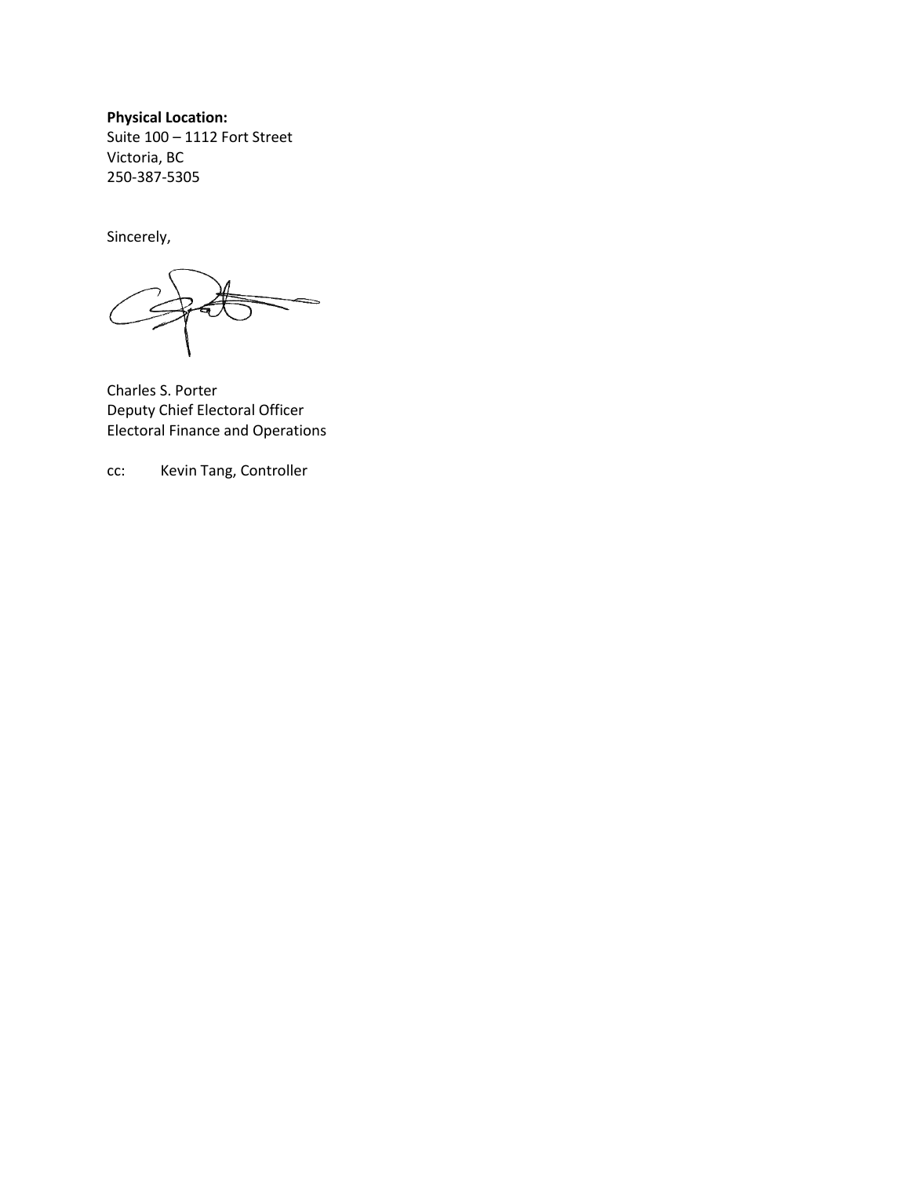**Physical Location:**
Suite 100 – 1112 Fort Street
Victoria, BC
250-387-5305

Sincerely,

Charles S. Porter
Deputy Chief Electoral Officer
Electoral Finance and Operations

cc: Kevin Tang, Controller